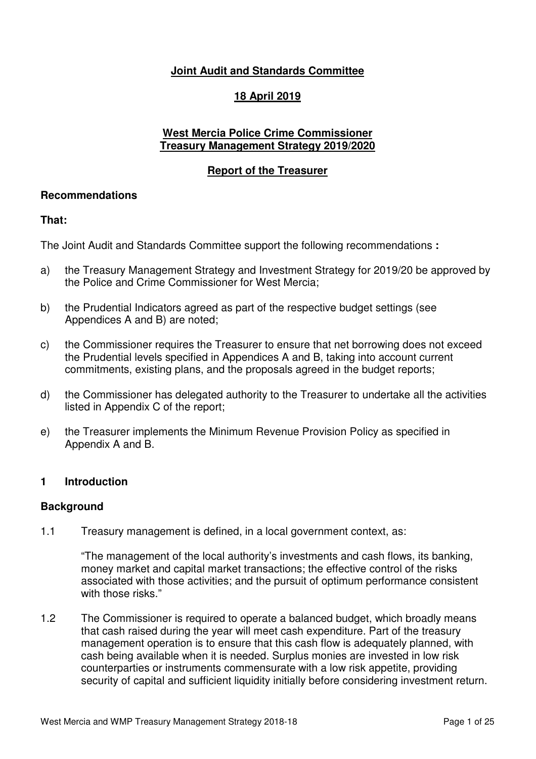**Joint Audit and Standards Committee**

**18 April 2019**

**West Mercia Police Crime Commissioner**
**Treasury Management Strategy 2019/2020**

**Report of the Treasurer**

**Recommendations**

**That:**

The Joint Audit and Standards Committee support the following recommendations **:**

a) the Treasury Management Strategy and Investment Strategy for 2019/20 be approved by the Police and Crime Commissioner for West Mercia;

b) the Prudential Indicators agreed as part of the respective budget settings (see Appendices A and B) are noted;

c) the Commissioner requires the Treasurer to ensure that net borrowing does not exceed the Prudential levels specified in Appendices A and B, taking into account current commitments, existing plans, and the proposals agreed in the budget reports;

d) the Commissioner has delegated authority to the Treasurer to undertake all the activities listed in Appendix C of the report;

e) the Treasurer implements the Minimum Revenue Provision Policy as specified in Appendix A and B.

## 1 Introduction

### Background

1.1 Treasury management is defined, in a local government context, as:

> "The management of the local authority's investments and cash flows, its banking, money market and capital market transactions; the effective control of the risks associated with those activities; and the pursuit of optimum performance consistent with those risks."

1.2 The Commissioner is required to operate a balanced budget, which broadly means that cash raised during the year will meet cash expenditure. Part of the treasury management operation is to ensure that this cash flow is adequately planned, with cash being available when it is needed. Surplus monies are invested in low risk counterparties or instruments commensurate with a low risk appetite, providing security of capital and sufficient liquidity initially before considering investment return.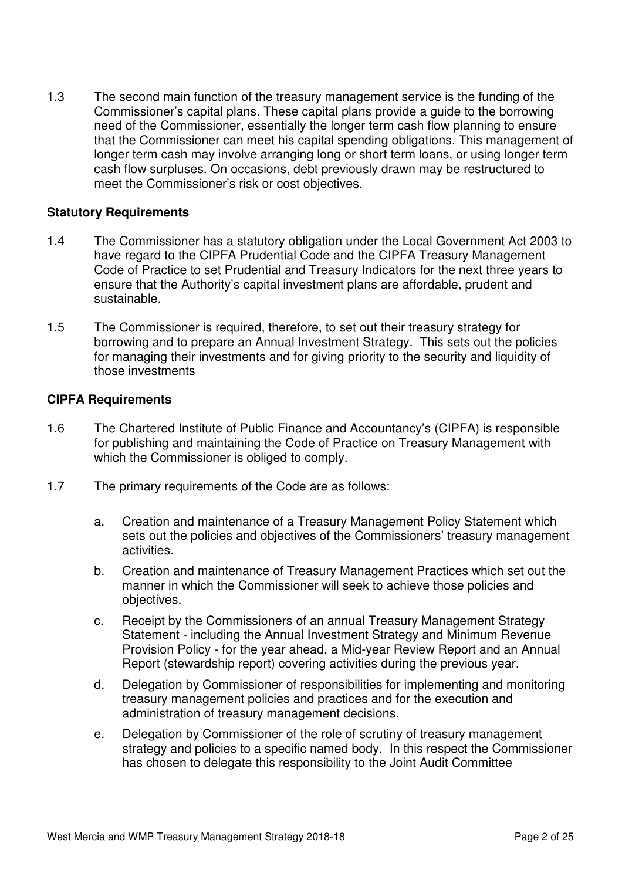1.3 The second main function of the treasury management service is the funding of the Commissioner's capital plans. These capital plans provide a guide to the borrowing need of the Commissioner, essentially the longer term cash flow planning to ensure that the Commissioner can meet his capital spending obligations. This management of longer term cash may involve arranging long or short term loans, or using longer term cash flow surpluses. On occasions, debt previously drawn may be restructured to meet the Commissioner's risk or cost objectives.

**Statutory Requirements**

1.4 The Commissioner has a statutory obligation under the Local Government Act 2003 to have regard to the CIPFA Prudential Code and the CIPFA Treasury Management Code of Practice to set Prudential and Treasury Indicators for the next three years to ensure that the Authority's capital investment plans are affordable, prudent and sustainable.

1.5 The Commissioner is required, therefore, to set out their treasury strategy for borrowing and to prepare an Annual Investment Strategy. This sets out the policies for managing their investments and for giving priority to the security and liquidity of those investments

**CIPFA Requirements**

1.6 The Chartered Institute of Public Finance and Accountancy's (CIPFA) is responsible for publishing and maintaining the Code of Practice on Treasury Management with which the Commissioner is obliged to comply.

1.7 The primary requirements of the Code are as follows:

a. Creation and maintenance of a Treasury Management Policy Statement which sets out the policies and objectives of the Commissioners' treasury management activities.

b. Creation and maintenance of Treasury Management Practices which set out the manner in which the Commissioner will seek to achieve those policies and objectives.

c. Receipt by the Commissioners of an annual Treasury Management Strategy Statement - including the Annual Investment Strategy and Minimum Revenue Provision Policy - for the year ahead, a Mid-year Review Report and an Annual Report (stewardship report) covering activities during the previous year.

d. Delegation by Commissioner of responsibilities for implementing and monitoring treasury management policies and practices and for the execution and administration of treasury management decisions.

e. Delegation by Commissioner of the role of scrutiny of treasury management strategy and policies to a specific named body. In this respect the Commissioner has chosen to delegate this responsibility to the Joint Audit Committee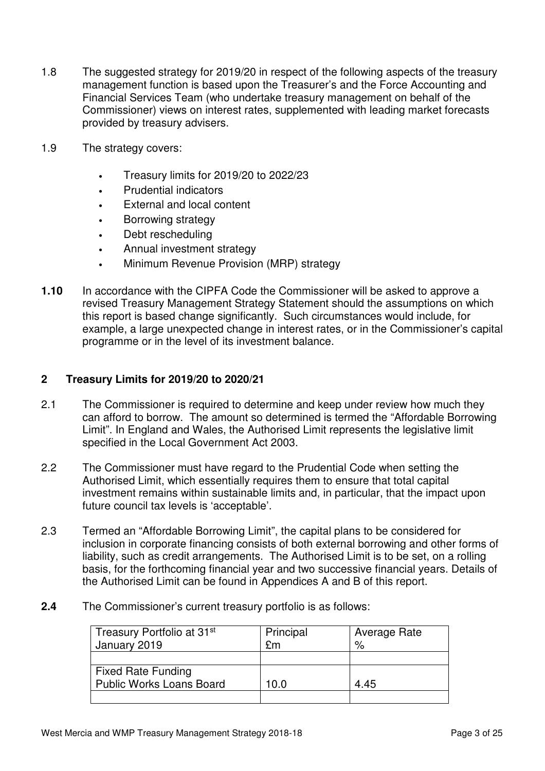1.8 The suggested strategy for 2019/20 in respect of the following aspects of the treasury management function is based upon the Treasurer's and the Force Accounting and Financial Services Team (who undertake treasury management on behalf of the Commissioner) views on interest rates, supplemented with leading market forecasts provided by treasury advisers.

1.9 The strategy covers:

- Treasury limits for 2019/20 to 2022/23
- Prudential indicators
- External and local content
- Borrowing strategy
- Debt rescheduling
- Annual investment strategy
- Minimum Revenue Provision (MRP) strategy

**1.10** In accordance with the CIPFA Code the Commissioner will be asked to approve a revised Treasury Management Strategy Statement should the assumptions on which this report is based change significantly. Such circumstances would include, for example, a large unexpected change in interest rates, or in the Commissioner's capital programme or in the level of its investment balance.

## 2 Treasury Limits for 2019/20 to 2020/21

2.1 The Commissioner is required to determine and keep under review how much they can afford to borrow. The amount so determined is termed the "Affordable Borrowing Limit". In England and Wales, the Authorised Limit represents the legislative limit specified in the Local Government Act 2003.

2.2 The Commissioner must have regard to the Prudential Code when setting the Authorised Limit, which essentially requires them to ensure that total capital investment remains within sustainable limits and, in particular, that the impact upon future council tax levels is 'acceptable'.

2.3 Termed an "Affordable Borrowing Limit", the capital plans to be considered for inclusion in corporate financing consists of both external borrowing and other forms of liability, such as credit arrangements. The Authorised Limit is to be set, on a rolling basis, for the forthcoming financial year and two successive financial years. Details of the Authorised Limit can be found in Appendices A and B of this report.

**2.4** The Commissioner's current treasury portfolio is as follows:

| Treasury Portfolio at 31st January 2019 | Principal £m | Average Rate % |
|---|---|---|
| | | |
| Fixed Rate Funding<br>Public Works Loans Board | 10.0 | 4.45 |
| | | |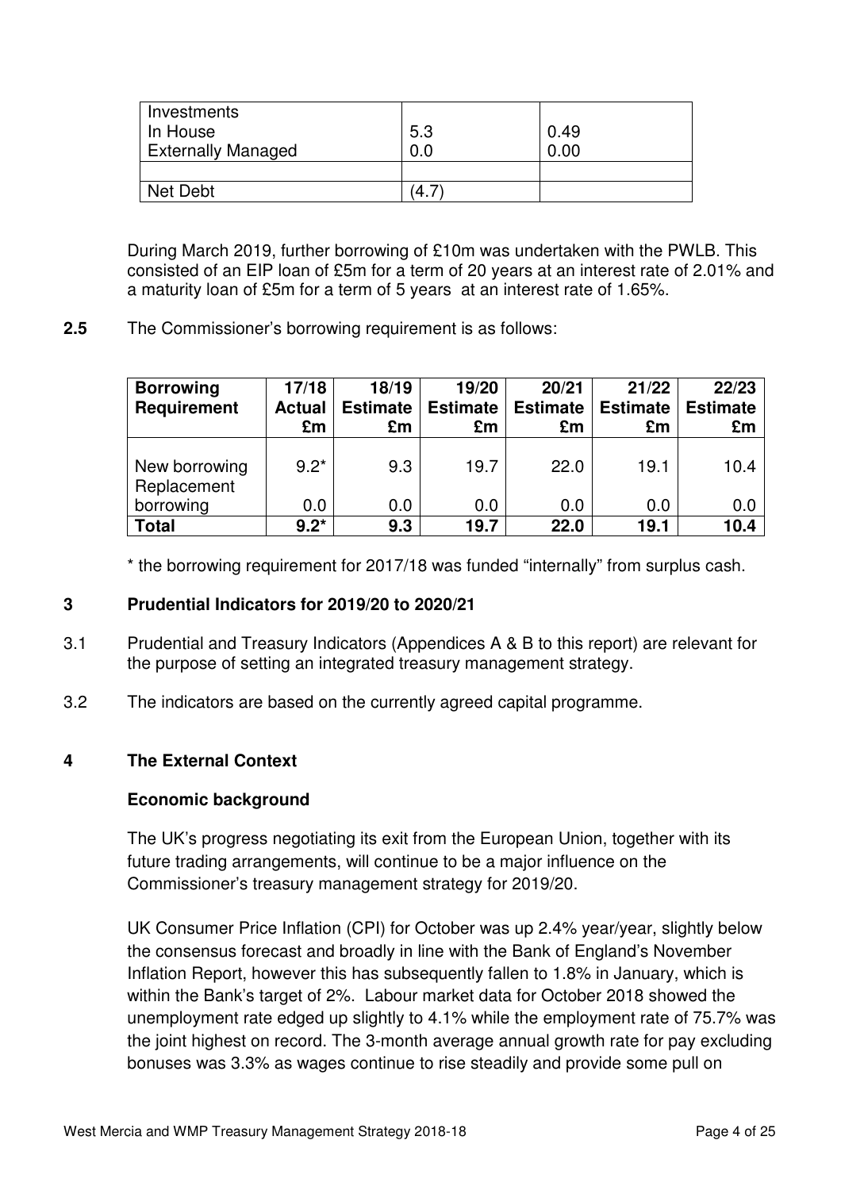| Investments In House Externally Managed | 5.3 0.0 | 0.49 0.00 |
|---|---|---|
| | | |
| Net Debt | (4.7) | |

During March 2019, further borrowing of £10m was undertaken with the PWLB. This consisted of an EIP loan of £5m for a term of 20 years at an interest rate of 2.01% and a maturity loan of £5m for a term of 5 years at an interest rate of 1.65%.

**2.5** The Commissioner's borrowing requirement is as follows:

| **Borrowing Requirement** | **17/18 Actual £m** | **18/19 Estimate £m** | **19/20 Estimate £m** | **20/21 Estimate £m** | **21/22 Estimate £m** | **22/23 Estimate £m** |
|---|---|---|---|---|---|---|
| New borrowing | 9.2* | 9.3 | 19.7 | 22.0 | 19.1 | 10.4 |
| Replacement borrowing | 0.0 | 0.0 | 0.0 | 0.0 | 0.0 | 0.0 |
| **Total** | **9.2*** | **9.3** | **19.7** | **22.0** | **19.1** | **10.4** |

\* the borrowing requirement for 2017/18 was funded "internally" from surplus cash.

## 3 Prudential Indicators for 2019/20 to 2020/21

3.1 Prudential and Treasury Indicators (Appendices A & B to this report) are relevant for the purpose of setting an integrated treasury management strategy.

3.2 The indicators are based on the currently agreed capital programme.

## 4 The External Context

### Economic background

The UK's progress negotiating its exit from the European Union, together with its future trading arrangements, will continue to be a major influence on the Commissioner's treasury management strategy for 2019/20.

UK Consumer Price Inflation (CPI) for October was up 2.4% year/year, slightly below the consensus forecast and broadly in line with the Bank of England's November Inflation Report, however this has subsequently fallen to 1.8% in January, which is within the Bank's target of 2%. Labour market data for October 2018 showed the unemployment rate edged up slightly to 4.1% while the employment rate of 75.7% was the joint highest on record. The 3-month average annual growth rate for pay excluding bonuses was 3.3% as wages continue to rise steadily and provide some pull on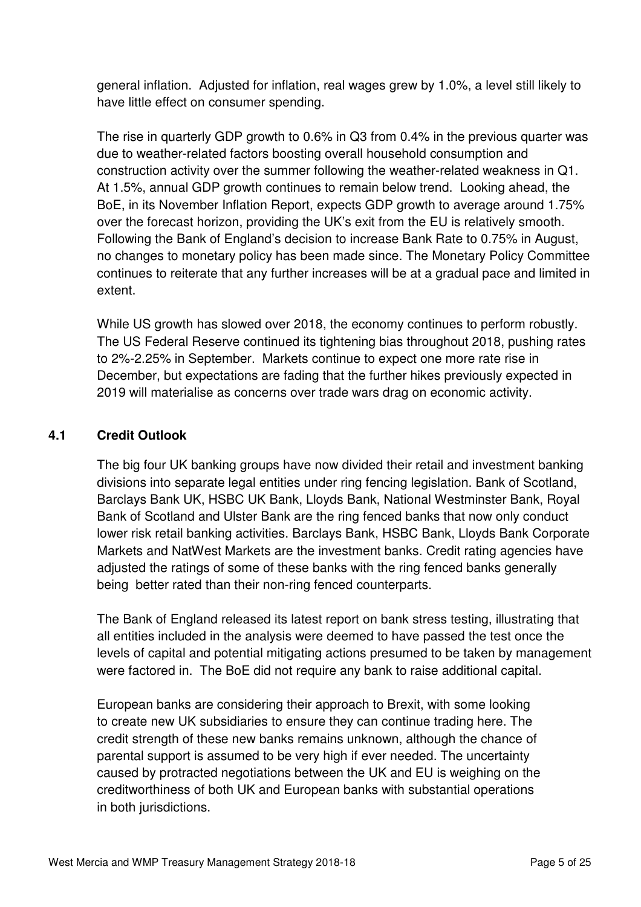general inflation. Adjusted for inflation, real wages grew by 1.0%, a level still likely to have little effect on consumer spending.

The rise in quarterly GDP growth to 0.6% in Q3 from 0.4% in the previous quarter was due to weather-related factors boosting overall household consumption and construction activity over the summer following the weather-related weakness in Q1. At 1.5%, annual GDP growth continues to remain below trend. Looking ahead, the BoE, in its November Inflation Report, expects GDP growth to average around 1.75% over the forecast horizon, providing the UK's exit from the EU is relatively smooth. Following the Bank of England's decision to increase Bank Rate to 0.75% in August, no changes to monetary policy has been made since. The Monetary Policy Committee continues to reiterate that any further increases will be at a gradual pace and limited in extent.

While US growth has slowed over 2018, the economy continues to perform robustly. The US Federal Reserve continued its tightening bias throughout 2018, pushing rates to 2%-2.25% in September. Markets continue to expect one more rate rise in December, but expectations are fading that the further hikes previously expected in 2019 will materialise as concerns over trade wars drag on economic activity.

### 4.1 Credit Outlook

The big four UK banking groups have now divided their retail and investment banking divisions into separate legal entities under ring fencing legislation. Bank of Scotland, Barclays Bank UK, HSBC UK Bank, Lloyds Bank, National Westminster Bank, Royal Bank of Scotland and Ulster Bank are the ring fenced banks that now only conduct lower risk retail banking activities. Barclays Bank, HSBC Bank, Lloyds Bank Corporate Markets and NatWest Markets are the investment banks. Credit rating agencies have adjusted the ratings of some of these banks with the ring fenced banks generally being better rated than their non-ring fenced counterparts.

The Bank of England released its latest report on bank stress testing, illustrating that all entities included in the analysis were deemed to have passed the test once the levels of capital and potential mitigating actions presumed to be taken by management were factored in. The BoE did not require any bank to raise additional capital.

European banks are considering their approach to Brexit, with some looking to create new UK subsidiaries to ensure they can continue trading here. The credit strength of these new banks remains unknown, although the chance of parental support is assumed to be very high if ever needed. The uncertainty caused by protracted negotiations between the UK and EU is weighing on the creditworthiness of both UK and European banks with substantial operations in both jurisdictions.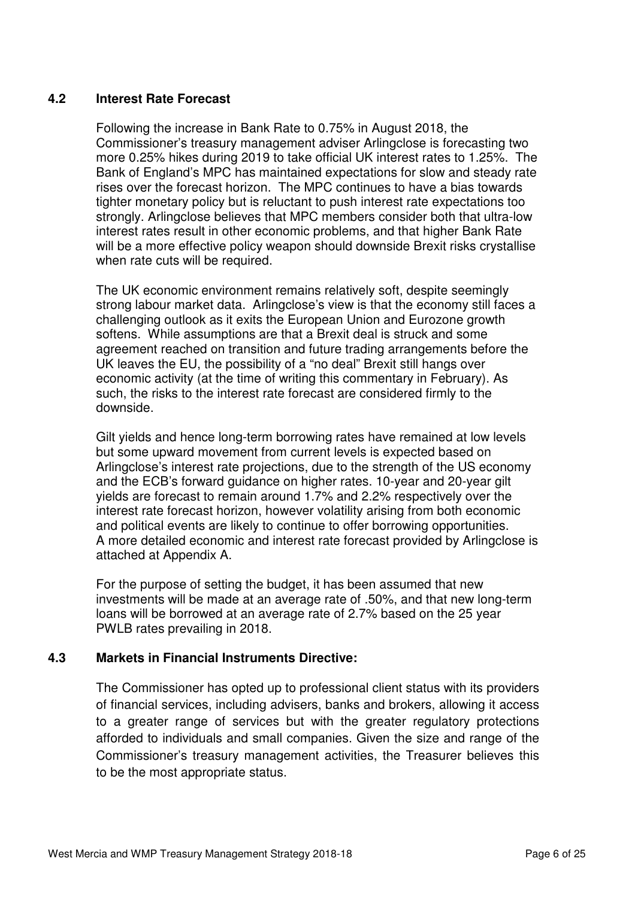### 4.2 Interest Rate Forecast

Following the increase in Bank Rate to 0.75% in August 2018, the Commissioner's treasury management adviser Arlingclose is forecasting two more 0.25% hikes during 2019 to take official UK interest rates to 1.25%. The Bank of England's MPC has maintained expectations for slow and steady rate rises over the forecast horizon. The MPC continues to have a bias towards tighter monetary policy but is reluctant to push interest rate expectations too strongly. Arlingclose believes that MPC members consider both that ultra-low interest rates result in other economic problems, and that higher Bank Rate will be a more effective policy weapon should downside Brexit risks crystallise when rate cuts will be required.

The UK economic environment remains relatively soft, despite seemingly strong labour market data. Arlingclose's view is that the economy still faces a challenging outlook as it exits the European Union and Eurozone growth softens. While assumptions are that a Brexit deal is struck and some agreement reached on transition and future trading arrangements before the UK leaves the EU, the possibility of a "no deal" Brexit still hangs over economic activity (at the time of writing this commentary in February). As such, the risks to the interest rate forecast are considered firmly to the downside.

Gilt yields and hence long-term borrowing rates have remained at low levels but some upward movement from current levels is expected based on Arlingclose's interest rate projections, due to the strength of the US economy and the ECB's forward guidance on higher rates. 10-year and 20-year gilt yields are forecast to remain around 1.7% and 2.2% respectively over the interest rate forecast horizon, however volatility arising from both economic and political events are likely to continue to offer borrowing opportunities. A more detailed economic and interest rate forecast provided by Arlingclose is attached at Appendix A.

For the purpose of setting the budget, it has been assumed that new investments will be made at an average rate of .50%, and that new long-term loans will be borrowed at an average rate of 2.7% based on the 25 year PWLB rates prevailing in 2018.

### 4.3 Markets in Financial Instruments Directive:

The Commissioner has opted up to professional client status with its providers of financial services, including advisers, banks and brokers, allowing it access to a greater range of services but with the greater regulatory protections afforded to individuals and small companies. Given the size and range of the Commissioner's treasury management activities, the Treasurer believes this to be the most appropriate status.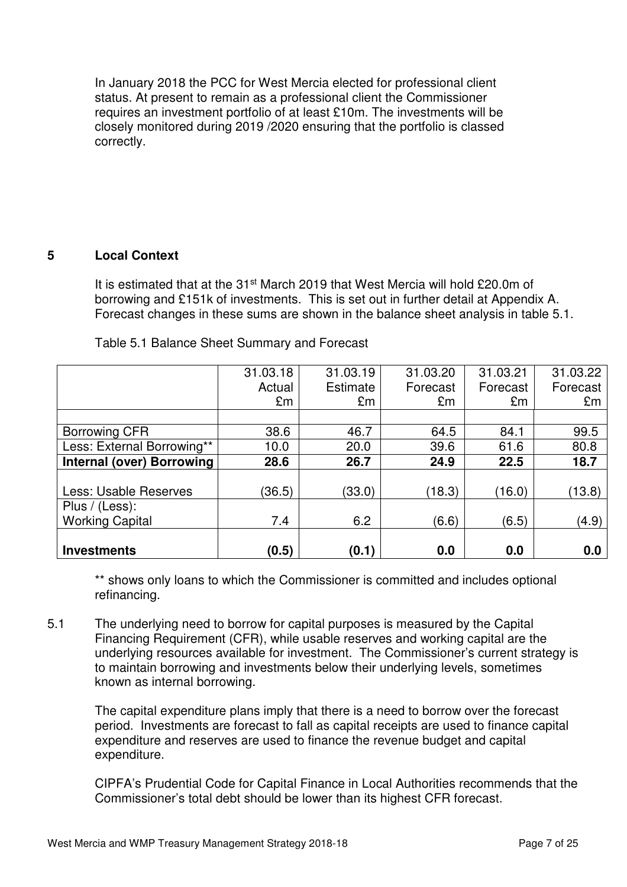In January 2018 the PCC for West Mercia elected for professional client status. At present to remain as a professional client the Commissioner requires an investment portfolio of at least £10m. The investments will be closely monitored during 2019 /2020 ensuring that the portfolio is classed correctly.

## 5 Local Context

It is estimated that at the 31st March 2019 that West Mercia will hold £20.0m of borrowing and £151k of investments. This is set out in further detail at Appendix A. Forecast changes in these sums are shown in the balance sheet analysis in table 5.1.

Table 5.1 Balance Sheet Summary and Forecast

| | 31.03.18 Actual £m | 31.03.19 Estimate £m | 31.03.20 Forecast £m | 31.03.21 Forecast £m | 31.03.22 Forecast £m |
|---|---|---|---|---|---|
| | | | | | |
| Borrowing CFR | 38.6 | 46.7 | 64.5 | 84.1 | 99.5 |
| Less: External Borrowing** | 10.0 | 20.0 | 39.6 | 61.6 | 80.8 |
| **Internal (over) Borrowing** | **28.6** | **26.7** | **24.9** | **22.5** | **18.7** |
| Less: Usable Reserves | (36.5) | (33.0) | (18.3) | (16.0) | (13.8) |
| Plus / (Less): Working Capital | 7.4 | 6.2 | (6.6) | (6.5) | (4.9) |
| **Investments** | **(0.5)** | **(0.1)** | **0.0** | **0.0** | **0.0** |

** shows only loans to which the Commissioner is committed and includes optional refinancing.

5.1 The underlying need to borrow for capital purposes is measured by the Capital Financing Requirement (CFR), while usable reserves and working capital are the underlying resources available for investment. The Commissioner's current strategy is to maintain borrowing and investments below their underlying levels, sometimes known as internal borrowing.

The capital expenditure plans imply that there is a need to borrow over the forecast period. Investments are forecast to fall as capital receipts are used to finance capital expenditure and reserves are used to finance the revenue budget and capital expenditure.

CIPFA's Prudential Code for Capital Finance in Local Authorities recommends that the Commissioner's total debt should be lower than its highest CFR forecast.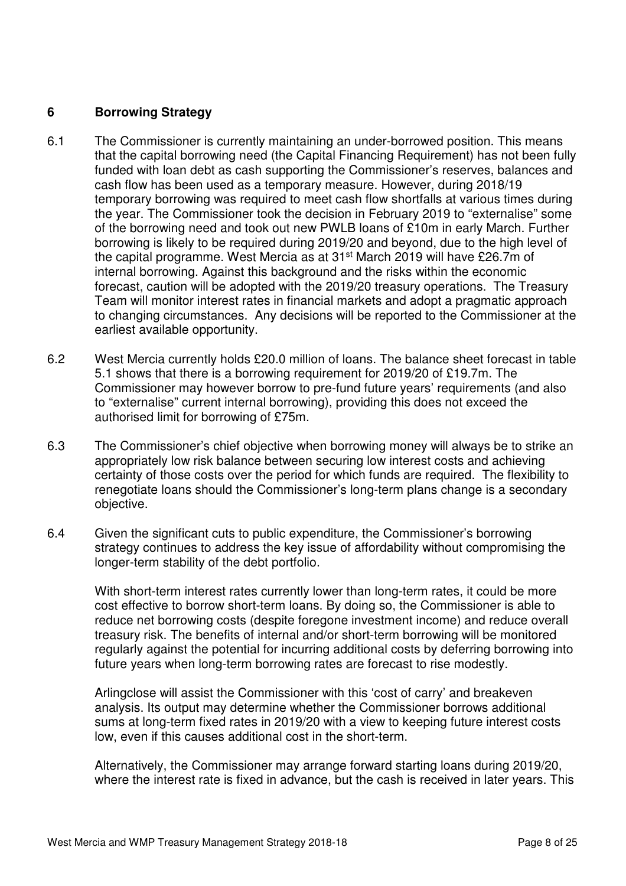## 6 Borrowing Strategy

6.1 The Commissioner is currently maintaining an under-borrowed position. This means that the capital borrowing need (the Capital Financing Requirement) has not been fully funded with loan debt as cash supporting the Commissioner's reserves, balances and cash flow has been used as a temporary measure. However, during 2018/19 temporary borrowing was required to meet cash flow shortfalls at various times during the year. The Commissioner took the decision in February 2019 to "externalise" some of the borrowing need and took out new PWLB loans of £10m in early March. Further borrowing is likely to be required during 2019/20 and beyond, due to the high level of the capital programme. West Mercia as at 31st March 2019 will have £26.7m of internal borrowing. Against this background and the risks within the economic forecast, caution will be adopted with the 2019/20 treasury operations. The Treasury Team will monitor interest rates in financial markets and adopt a pragmatic approach to changing circumstances. Any decisions will be reported to the Commissioner at the earliest available opportunity.

6.2 West Mercia currently holds £20.0 million of loans. The balance sheet forecast in table 5.1 shows that there is a borrowing requirement for 2019/20 of £19.7m. The Commissioner may however borrow to pre-fund future years' requirements (and also to "externalise" current internal borrowing), providing this does not exceed the authorised limit for borrowing of £75m.

6.3 The Commissioner's chief objective when borrowing money will always be to strike an appropriately low risk balance between securing low interest costs and achieving certainty of those costs over the period for which funds are required. The flexibility to renegotiate loans should the Commissioner's long-term plans change is a secondary objective.

6.4 Given the significant cuts to public expenditure, the Commissioner's borrowing strategy continues to address the key issue of affordability without compromising the longer-term stability of the debt portfolio.

With short-term interest rates currently lower than long-term rates, it could be more cost effective to borrow short-term loans. By doing so, the Commissioner is able to reduce net borrowing costs (despite foregone investment income) and reduce overall treasury risk. The benefits of internal and/or short-term borrowing will be monitored regularly against the potential for incurring additional costs by deferring borrowing into future years when long-term borrowing rates are forecast to rise modestly.

Arlingclose will assist the Commissioner with this 'cost of carry' and breakeven analysis. Its output may determine whether the Commissioner borrows additional sums at long-term fixed rates in 2019/20 with a view to keeping future interest costs low, even if this causes additional cost in the short-term.

Alternatively, the Commissioner may arrange forward starting loans during 2019/20, where the interest rate is fixed in advance, but the cash is received in later years. This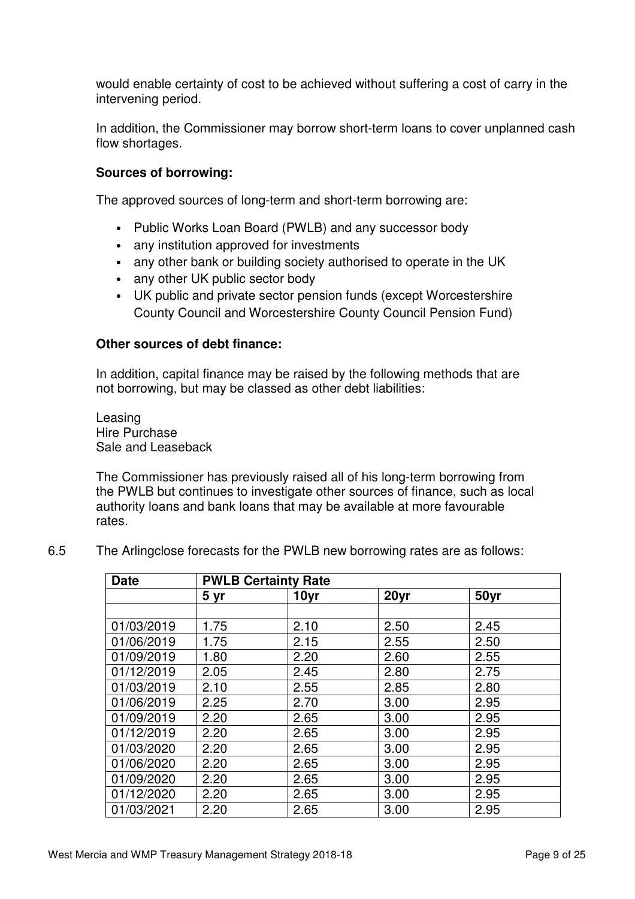would enable certainty of cost to be achieved without suffering a cost of carry in the intervening period.

In addition, the Commissioner may borrow short-term loans to cover unplanned cash flow shortages.

**Sources of borrowing:**

The approved sources of long-term and short-term borrowing are:

- Public Works Loan Board (PWLB) and any successor body
- any institution approved for investments
- any other bank or building society authorised to operate in the UK
- any other UK public sector body
- UK public and private sector pension funds (except Worcestershire County Council and Worcestershire County Council Pension Fund)

**Other sources of debt finance:**

In addition, capital finance may be raised by the following methods that are not borrowing, but may be classed as other debt liabilities:

Leasing
Hire Purchase
Sale and Leaseback

The Commissioner has previously raised all of his long-term borrowing from the PWLB but continues to investigate other sources of finance, such as local authority loans and bank loans that may be available at more favourable rates.

6.5 The Arlingclose forecasts for the PWLB new borrowing rates are as follows:

| **Date** | **PWLB Certainty Rate** | | | |
|---|---|---|---|---|
| | **5 yr** | **10yr** | **20yr** | **50yr** |
| | | | | |
| 01/03/2019 | 1.75 | 2.10 | 2.50 | 2.45 |
| 01/06/2019 | 1.75 | 2.15 | 2.55 | 2.50 |
| 01/09/2019 | 1.80 | 2.20 | 2.60 | 2.55 |
| 01/12/2019 | 2.05 | 2.45 | 2.80 | 2.75 |
| 01/03/2019 | 2.10 | 2.55 | 2.85 | 2.80 |
| 01/06/2019 | 2.25 | 2.70 | 3.00 | 2.95 |
| 01/09/2019 | 2.20 | 2.65 | 3.00 | 2.95 |
| 01/12/2019 | 2.20 | 2.65 | 3.00 | 2.95 |
| 01/03/2020 | 2.20 | 2.65 | 3.00 | 2.95 |
| 01/06/2020 | 2.20 | 2.65 | 3.00 | 2.95 |
| 01/09/2020 | 2.20 | 2.65 | 3.00 | 2.95 |
| 01/12/2020 | 2.20 | 2.65 | 3.00 | 2.95 |
| 01/03/2021 | 2.20 | 2.65 | 3.00 | 2.95 |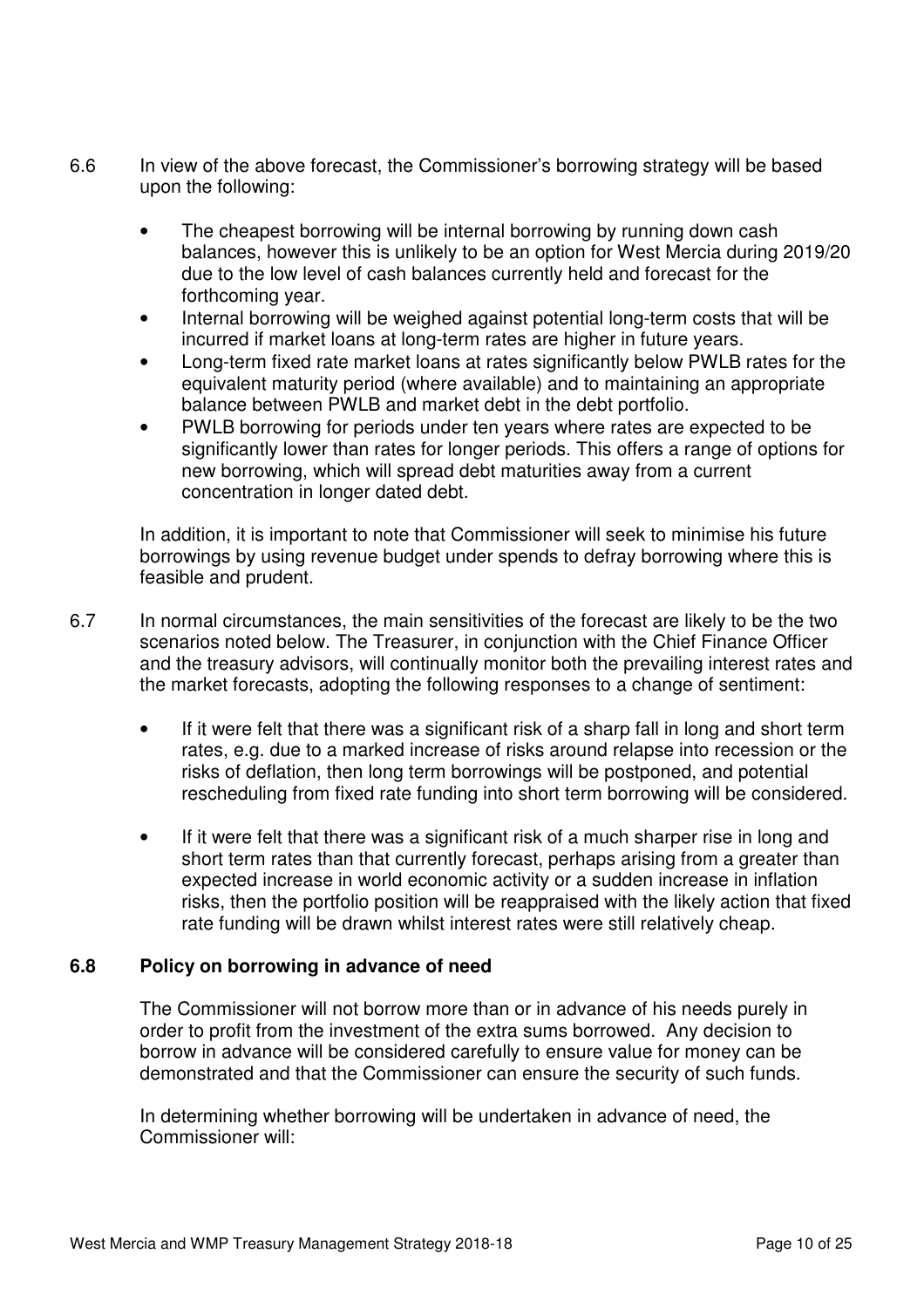6.6 In view of the above forecast, the Commissioner's borrowing strategy will be based upon the following:

- The cheapest borrowing will be internal borrowing by running down cash balances, however this is unlikely to be an option for West Mercia during 2019/20 due to the low level of cash balances currently held and forecast for the forthcoming year.
- Internal borrowing will be weighed against potential long-term costs that will be incurred if market loans at long-term rates are higher in future years.
- Long-term fixed rate market loans at rates significantly below PWLB rates for the equivalent maturity period (where available) and to maintaining an appropriate balance between PWLB and market debt in the debt portfolio.
- PWLB borrowing for periods under ten years where rates are expected to be significantly lower than rates for longer periods. This offers a range of options for new borrowing, which will spread debt maturities away from a current concentration in longer dated debt.

In addition, it is important to note that Commissioner will seek to minimise his future borrowings by using revenue budget under spends to defray borrowing where this is feasible and prudent.

6.7 In normal circumstances, the main sensitivities of the forecast are likely to be the two scenarios noted below. The Treasurer, in conjunction with the Chief Finance Officer and the treasury advisors, will continually monitor both the prevailing interest rates and the market forecasts, adopting the following responses to a change of sentiment:

- If it were felt that there was a significant risk of a sharp fall in long and short term rates, e.g. due to a marked increase of risks around relapse into recession or the risks of deflation, then long term borrowings will be postponed, and potential rescheduling from fixed rate funding into short term borrowing will be considered.

- If it were felt that there was a significant risk of a much sharper rise in long and short term rates than that currently forecast, perhaps arising from a greater than expected increase in world economic activity or a sudden increase in inflation risks, then the portfolio position will be reappraised with the likely action that fixed rate funding will be drawn whilst interest rates were still relatively cheap.

### 6.8 Policy on borrowing in advance of need

The Commissioner will not borrow more than or in advance of his needs purely in order to profit from the investment of the extra sums borrowed. Any decision to borrow in advance will be considered carefully to ensure value for money can be demonstrated and that the Commissioner can ensure the security of such funds.

In determining whether borrowing will be undertaken in advance of need, the Commissioner will: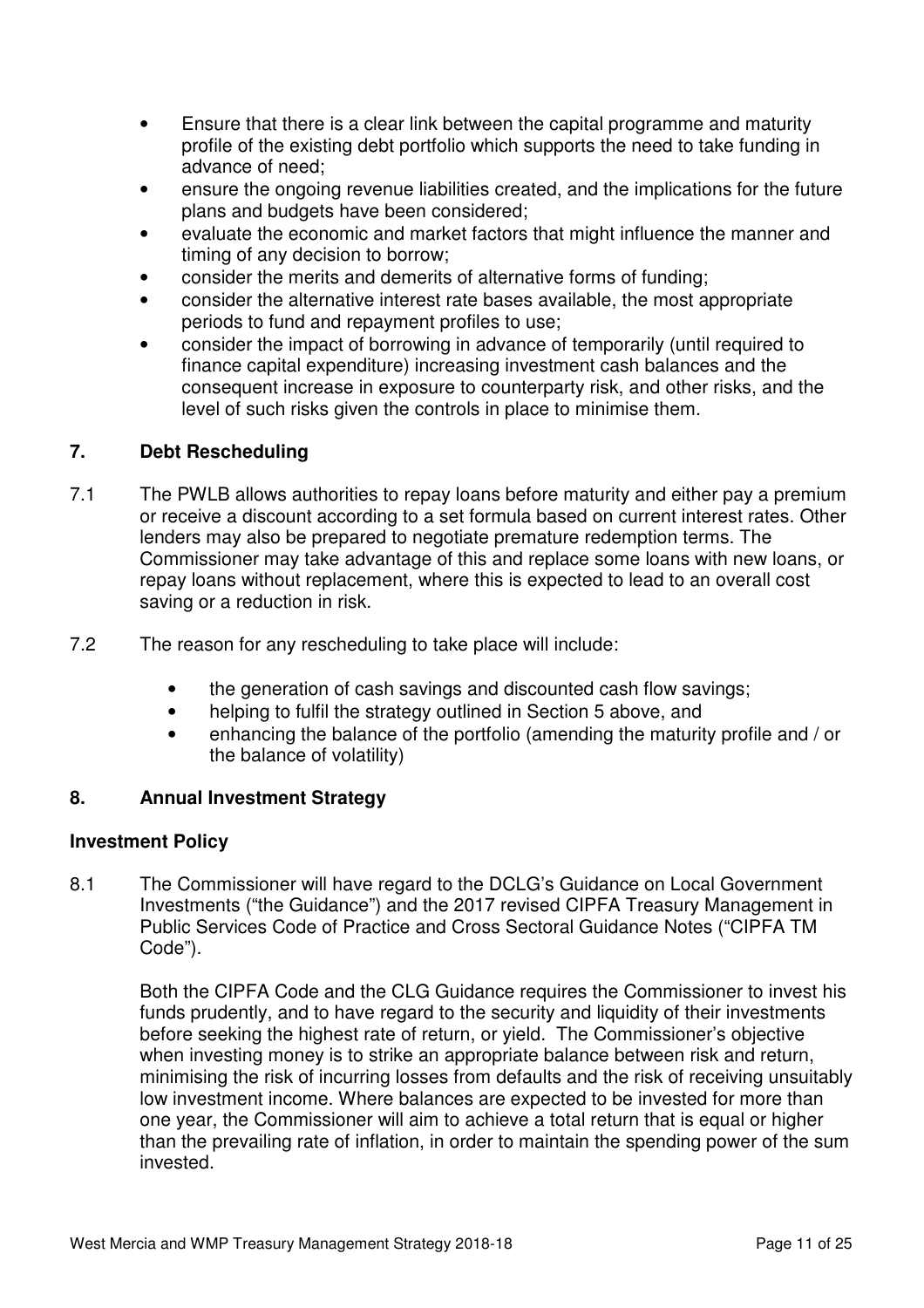- Ensure that there is a clear link between the capital programme and maturity profile of the existing debt portfolio which supports the need to take funding in advance of need;
- ensure the ongoing revenue liabilities created, and the implications for the future plans and budgets have been considered;
- evaluate the economic and market factors that might influence the manner and timing of any decision to borrow;
- consider the merits and demerits of alternative forms of funding;
- consider the alternative interest rate bases available, the most appropriate periods to fund and repayment profiles to use;
- consider the impact of borrowing in advance of temporarily (until required to finance capital expenditure) increasing investment cash balances and the consequent increase in exposure to counterparty risk, and other risks, and the level of such risks given the controls in place to minimise them.

## 7. Debt Rescheduling

7.1 The PWLB allows authorities to repay loans before maturity and either pay a premium or receive a discount according to a set formula based on current interest rates. Other lenders may also be prepared to negotiate premature redemption terms. The Commissioner may take advantage of this and replace some loans with new loans, or repay loans without replacement, where this is expected to lead to an overall cost saving or a reduction in risk.

7.2 The reason for any rescheduling to take place will include:

- the generation of cash savings and discounted cash flow savings;
- helping to fulfil the strategy outlined in Section 5 above, and
- enhancing the balance of the portfolio (amending the maturity profile and / or the balance of volatility)

## 8. Annual Investment Strategy

### Investment Policy

8.1 The Commissioner will have regard to the DCLG's Guidance on Local Government Investments ("the Guidance") and the 2017 revised CIPFA Treasury Management in Public Services Code of Practice and Cross Sectoral Guidance Notes ("CIPFA TM Code").

Both the CIPFA Code and the CLG Guidance requires the Commissioner to invest his funds prudently, and to have regard to the security and liquidity of their investments before seeking the highest rate of return, or yield. The Commissioner's objective when investing money is to strike an appropriate balance between risk and return, minimising the risk of incurring losses from defaults and the risk of receiving unsuitably low investment income. Where balances are expected to be invested for more than one year, the Commissioner will aim to achieve a total return that is equal or higher than the prevailing rate of inflation, in order to maintain the spending power of the sum invested.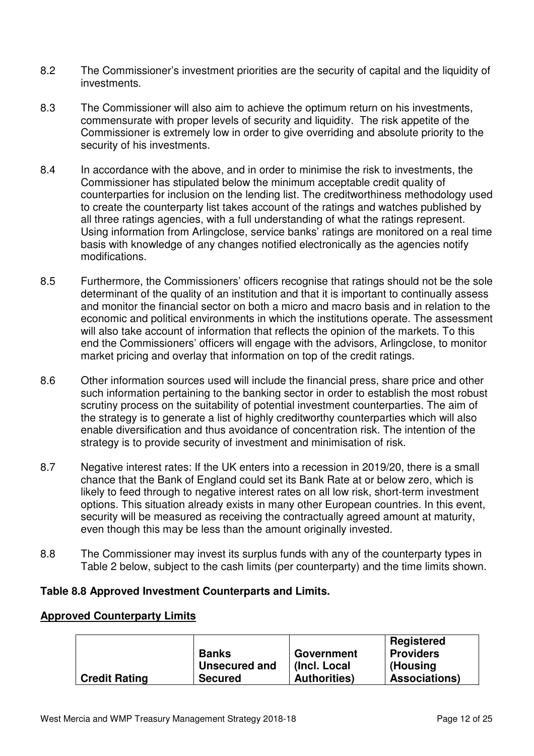8.2 The Commissioner's investment priorities are the security of capital and the liquidity of investments.

8.3 The Commissioner will also aim to achieve the optimum return on his investments, commensurate with proper levels of security and liquidity. The risk appetite of the Commissioner is extremely low in order to give overriding and absolute priority to the security of his investments.

8.4 In accordance with the above, and in order to minimise the risk to investments, the Commissioner has stipulated below the minimum acceptable credit quality of counterparties for inclusion on the lending list. The creditworthiness methodology used to create the counterparty list takes account of the ratings and watches published by all three ratings agencies, with a full understanding of what the ratings represent. Using information from Arlingclose, service banks' ratings are monitored on a real time basis with knowledge of any changes notified electronically as the agencies notify modifications.

8.5 Furthermore, the Commissioners' officers recognise that ratings should not be the sole determinant of the quality of an institution and that it is important to continually assess and monitor the financial sector on both a micro and macro basis and in relation to the economic and political environments in which the institutions operate. The assessment will also take account of information that reflects the opinion of the markets. To this end the Commissioners' officers will engage with the advisors, Arlingclose, to monitor market pricing and overlay that information on top of the credit ratings.

8.6 Other information sources used will include the financial press, share price and other such information pertaining to the banking sector in order to establish the most robust scrutiny process on the suitability of potential investment counterparties. The aim of the strategy is to generate a list of highly creditworthy counterparties which will also enable diversification and thus avoidance of concentration risk. The intention of the strategy is to provide security of investment and minimisation of risk.

8.7 Negative interest rates: If the UK enters into a recession in 2019/20, there is a small chance that the Bank of England could set its Bank Rate at or below zero, which is likely to feed through to negative interest rates on all low risk, short-term investment options. This situation already exists in many other European countries. In this event, security will be measured as receiving the contractually agreed amount at maturity, even though this may be less than the amount originally invested.

8.8 The Commissioner may invest its surplus funds with any of the counterparty types in Table 2 below, subject to the cash limits (per counterparty) and the time limits shown.

**Table 8.8 Approved Investment Counterparts and Limits.**

**Approved Counterparty Limits**

| Credit Rating | Banks Unsecured and Secured | Government (Incl. Local Authorities) | Registered Providers (Housing Associations) |
|---|---|---|---|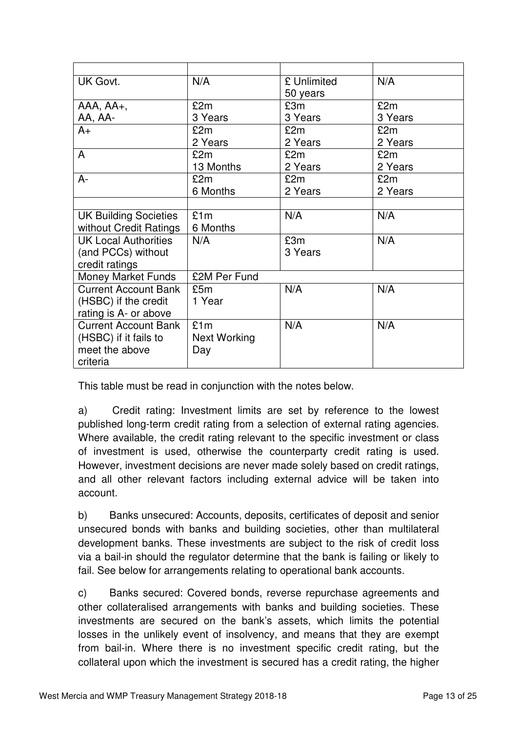| | | | |
|---|---|---|---|
| UK Govt. | N/A | £ Unlimited 50 years | N/A |
| AAA, AA+, AA, AA- | £2m 3 Years | £3m 3 Years | £2m 3 Years |
| A+ | £2m 2 Years | £2m 2 Years | £2m 2 Years |
| A | £2m 13 Months | £2m 2 Years | £2m 2 Years |
| A- | £2m 6 Months | £2m 2 Years | £2m 2 Years |
| | | | |
| UK Building Societies without Credit Ratings | £1m 6 Months | N/A | N/A |
| UK Local Authorities (and PCCs) without credit ratings | N/A | £3m 3 Years | N/A |
| Money Market Funds | £2M Per Fund | | |
| Current Account Bank (HSBC) if the credit rating is A- or above | £5m 1 Year | N/A | N/A |
| Current Account Bank (HSBC) if it fails to meet the above criteria | £1m Next Working Day | N/A | N/A |

This table must be read in conjunction with the notes below.

a) Credit rating: Investment limits are set by reference to the lowest published long-term credit rating from a selection of external rating agencies. Where available, the credit rating relevant to the specific investment or class of investment is used, otherwise the counterparty credit rating is used. However, investment decisions are never made solely based on credit ratings, and all other relevant factors including external advice will be taken into account.

b) Banks unsecured: Accounts, deposits, certificates of deposit and senior unsecured bonds with banks and building societies, other than multilateral development banks. These investments are subject to the risk of credit loss via a bail-in should the regulator determine that the bank is failing or likely to fail. See below for arrangements relating to operational bank accounts.

c) Banks secured: Covered bonds, reverse repurchase agreements and other collateralised arrangements with banks and building societies. These investments are secured on the bank's assets, which limits the potential losses in the unlikely event of insolvency, and means that they are exempt from bail-in. Where there is no investment specific credit rating, but the collateral upon which the investment is secured has a credit rating, the higher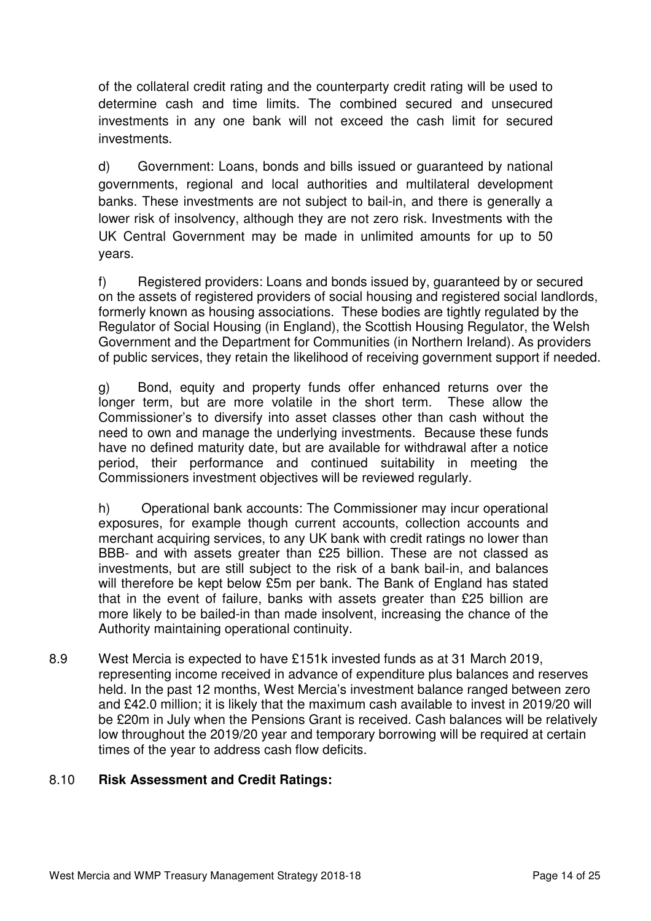of the collateral credit rating and the counterparty credit rating will be used to determine cash and time limits. The combined secured and unsecured investments in any one bank will not exceed the cash limit for secured investments.

d) Government: Loans, bonds and bills issued or guaranteed by national governments, regional and local authorities and multilateral development banks. These investments are not subject to bail-in, and there is generally a lower risk of insolvency, although they are not zero risk. Investments with the UK Central Government may be made in unlimited amounts for up to 50 years.

f) Registered providers: Loans and bonds issued by, guaranteed by or secured on the assets of registered providers of social housing and registered social landlords, formerly known as housing associations. These bodies are tightly regulated by the Regulator of Social Housing (in England), the Scottish Housing Regulator, the Welsh Government and the Department for Communities (in Northern Ireland). As providers of public services, they retain the likelihood of receiving government support if needed.

g) Bond, equity and property funds offer enhanced returns over the longer term, but are more volatile in the short term. These allow the Commissioner's to diversify into asset classes other than cash without the need to own and manage the underlying investments. Because these funds have no defined maturity date, but are available for withdrawal after a notice period, their performance and continued suitability in meeting the Commissioners investment objectives will be reviewed regularly.

h) Operational bank accounts: The Commissioner may incur operational exposures, for example though current accounts, collection accounts and merchant acquiring services, to any UK bank with credit ratings no lower than BBB- and with assets greater than £25 billion. These are not classed as investments, but are still subject to the risk of a bank bail-in, and balances will therefore be kept below £5m per bank. The Bank of England has stated that in the event of failure, banks with assets greater than £25 billion are more likely to be bailed-in than made insolvent, increasing the chance of the Authority maintaining operational continuity.

8.9 West Mercia is expected to have £151k invested funds as at 31 March 2019, representing income received in advance of expenditure plus balances and reserves held. In the past 12 months, West Mercia's investment balance ranged between zero and £42.0 million; it is likely that the maximum cash available to invest in 2019/20 will be £20m in July when the Pensions Grant is received. Cash balances will be relatively low throughout the 2019/20 year and temporary borrowing will be required at certain times of the year to address cash flow deficits.

8.10 **Risk Assessment and Credit Ratings:**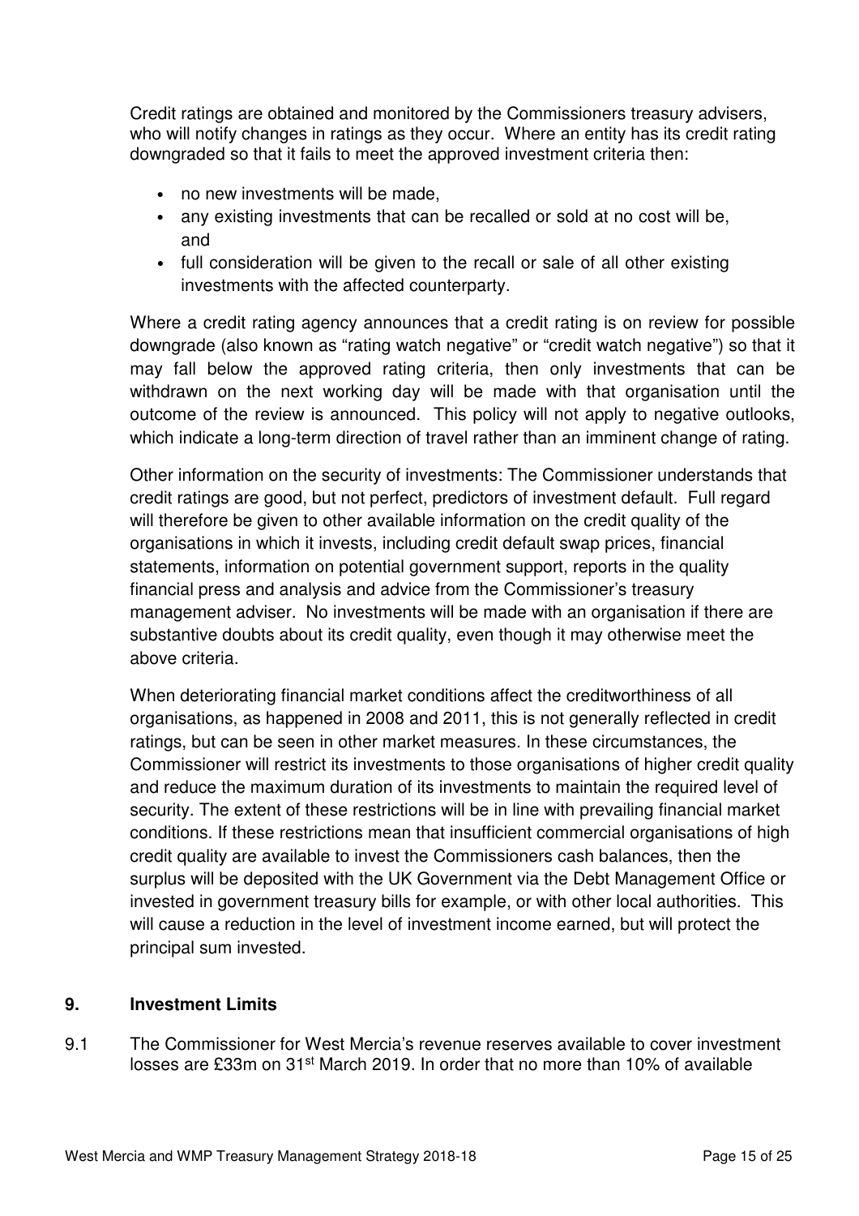Credit ratings are obtained and monitored by the Commissioners treasury advisers, who will notify changes in ratings as they occur. Where an entity has its credit rating downgraded so that it fails to meet the approved investment criteria then:

- no new investments will be made,
- any existing investments that can be recalled or sold at no cost will be, and
- full consideration will be given to the recall or sale of all other existing investments with the affected counterparty.

Where a credit rating agency announces that a credit rating is on review for possible downgrade (also known as "rating watch negative" or "credit watch negative") so that it may fall below the approved rating criteria, then only investments that can be withdrawn on the next working day will be made with that organisation until the outcome of the review is announced. This policy will not apply to negative outlooks, which indicate a long-term direction of travel rather than an imminent change of rating.

Other information on the security of investments: The Commissioner understands that credit ratings are good, but not perfect, predictors of investment default. Full regard will therefore be given to other available information on the credit quality of the organisations in which it invests, including credit default swap prices, financial statements, information on potential government support, reports in the quality financial press and analysis and advice from the Commissioner's treasury management adviser. No investments will be made with an organisation if there are substantive doubts about its credit quality, even though it may otherwise meet the above criteria.

When deteriorating financial market conditions affect the creditworthiness of all organisations, as happened in 2008 and 2011, this is not generally reflected in credit ratings, but can be seen in other market measures. In these circumstances, the Commissioner will restrict its investments to those organisations of higher credit quality and reduce the maximum duration of its investments to maintain the required level of security. The extent of these restrictions will be in line with prevailing financial market conditions. If these restrictions mean that insufficient commercial organisations of high credit quality are available to invest the Commissioners cash balances, then the surplus will be deposited with the UK Government via the Debt Management Office or invested in government treasury bills for example, or with other local authorities. This will cause a reduction in the level of investment income earned, but will protect the principal sum invested.

## 9. Investment Limits

9.1 The Commissioner for West Mercia's revenue reserves available to cover investment losses are £33m on 31st March 2019. In order that no more than 10% of available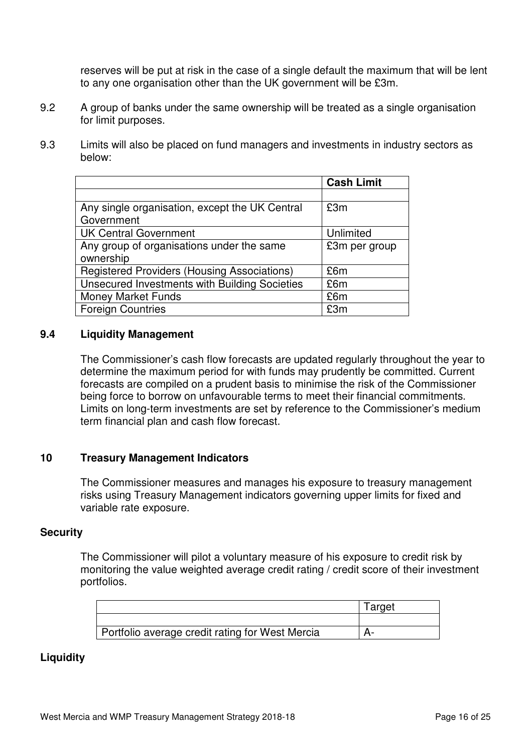reserves will be put at risk in the case of a single default the maximum that will be lent to any one organisation other than the UK government will be £3m.

9.2 A group of banks under the same ownership will be treated as a single organisation for limit purposes.

9.3 Limits will also be placed on fund managers and investments in industry sectors as below:

| | Cash Limit |
|---|---|
| | |
| Any single organisation, except the UK Central Government | £3m |
| UK Central Government | Unlimited |
| Any group of organisations under the same ownership | £3m per group |
| Registered Providers (Housing Associations) | £6m |
| Unsecured Investments with Building Societies | £6m |
| Money Market Funds | £6m |
| Foreign Countries | £3m |

### 9.4 Liquidity Management

The Commissioner's cash flow forecasts are updated regularly throughout the year to determine the maximum period for with funds may prudently be committed. Current forecasts are compiled on a prudent basis to minimise the risk of the Commissioner being force to borrow on unfavourable terms to meet their financial commitments. Limits on long-term investments are set by reference to the Commissioner's medium term financial plan and cash flow forecast.

## 10 Treasury Management Indicators

The Commissioner measures and manages his exposure to treasury management risks using Treasury Management indicators governing upper limits for fixed and variable rate exposure.

### Security

The Commissioner will pilot a voluntary measure of his exposure to credit risk by monitoring the value weighted average credit rating / credit score of their investment portfolios.

| | Target |
|---|---|
| | |
| Portfolio average credit rating for West Mercia | A- |

### Liquidity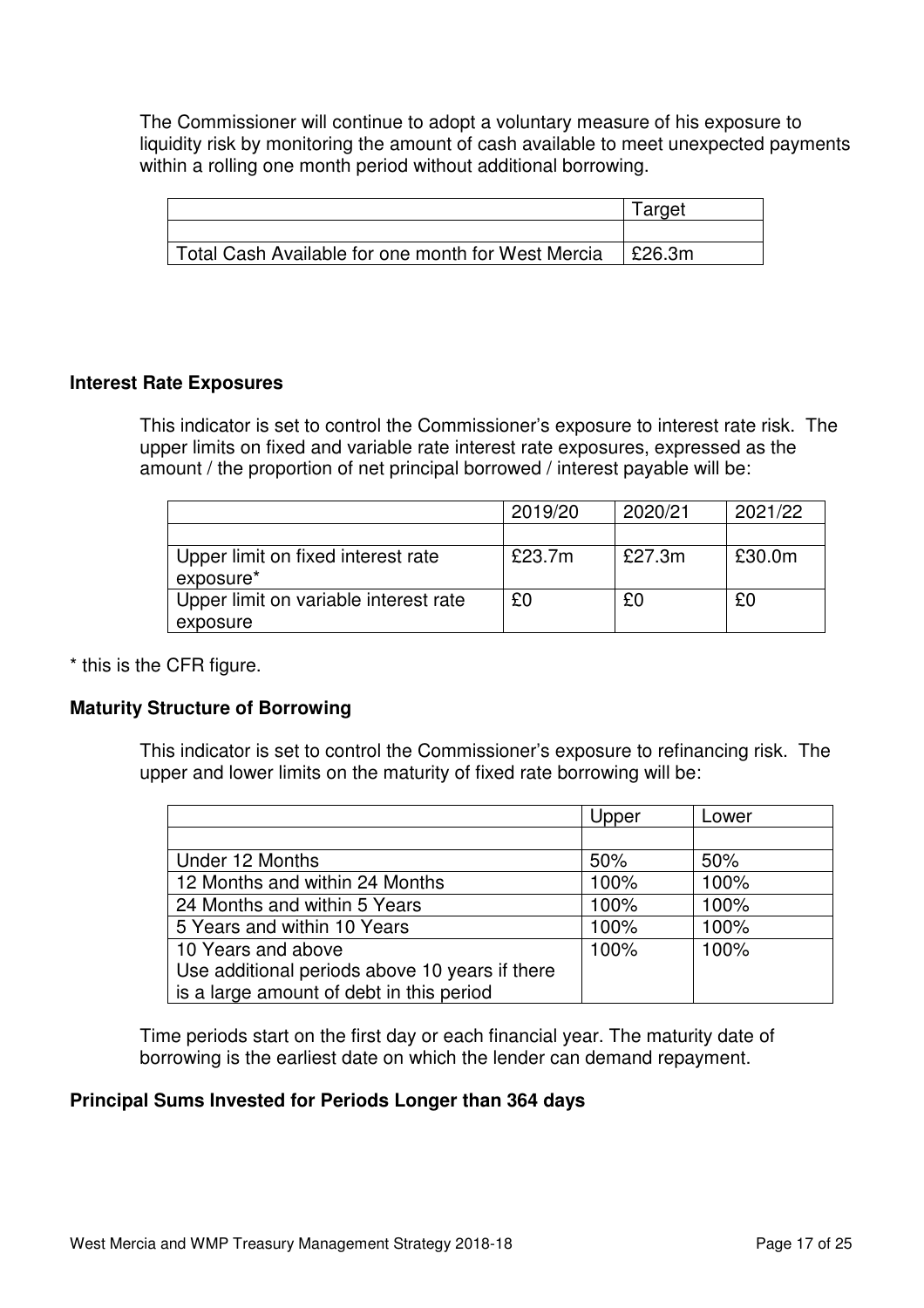The Commissioner will continue to adopt a voluntary measure of his exposure to liquidity risk by monitoring the amount of cash available to meet unexpected payments within a rolling one month period without additional borrowing.

| | Target |
|---|---|
| | |
| Total Cash Available for one month for West Mercia | £26.3m |

**Interest Rate Exposures**

This indicator is set to control the Commissioner's exposure to interest rate risk. The upper limits on fixed and variable rate interest rate exposures, expressed as the amount / the proportion of net principal borrowed / interest payable will be:

| | 2019/20 | 2020/21 | 2021/22 |
|---|---|---|---|
| | | | |
| Upper limit on fixed interest rate exposure* | £23.7m | £27.3m | £30.0m |
| Upper limit on variable interest rate exposure | £0 | £0 | £0 |

* this is the CFR figure.

**Maturity Structure of Borrowing**

This indicator is set to control the Commissioner's exposure to refinancing risk. The upper and lower limits on the maturity of fixed rate borrowing will be:

| | Upper | Lower |
|---|---|---|
| | | |
| Under 12 Months | 50% | 50% |
| 12 Months and within 24 Months | 100% | 100% |
| 24 Months and within 5 Years | 100% | 100% |
| 5 Years and within 10 Years | 100% | 100% |
| 10 Years and above<br>Use additional periods above 10 years if there is a large amount of debt in this period | 100% | 100% |

Time periods start on the first day or each financial year. The maturity date of borrowing is the earliest date on which the lender can demand repayment.

**Principal Sums Invested for Periods Longer than 364 days**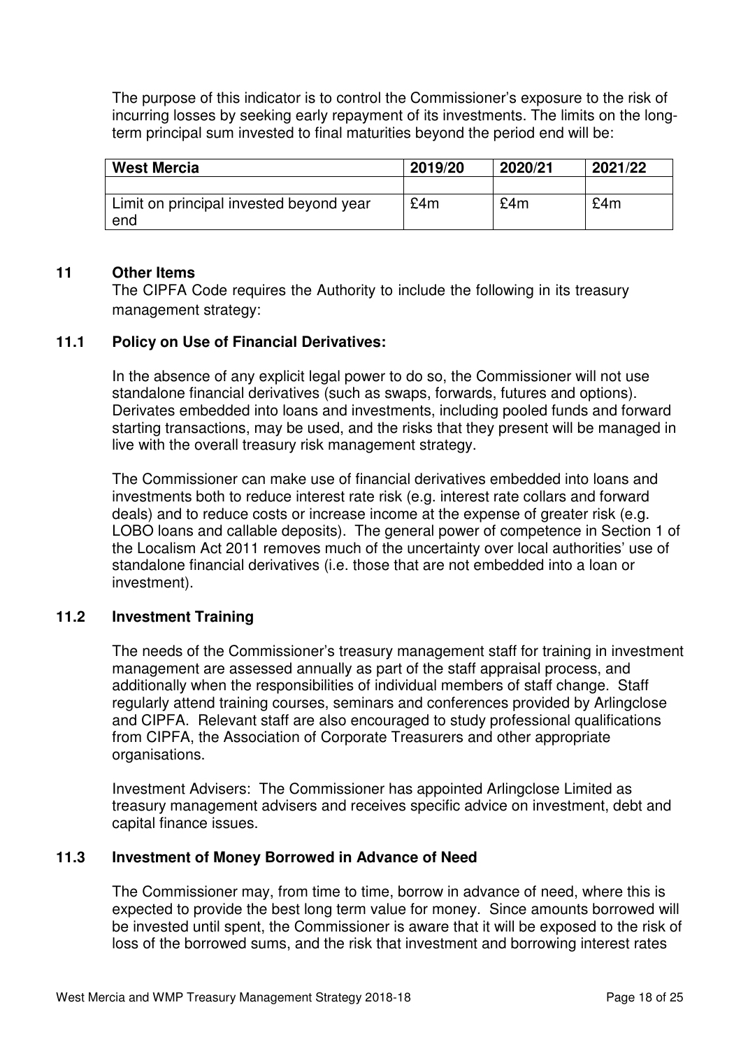The purpose of this indicator is to control the Commissioner's exposure to the risk of incurring losses by seeking early repayment of its investments. The limits on the long-term principal sum invested to final maturities beyond the period end will be:

| West Mercia | 2019/20 | 2020/21 | 2021/22 |
|---|---|---|---|
| | | | |
| Limit on principal invested beyond year end | £4m | £4m | £4m |

## 11 Other Items

The CIPFA Code requires the Authority to include the following in its treasury management strategy:

### 11.1 Policy on Use of Financial Derivatives:

In the absence of any explicit legal power to do so, the Commissioner will not use standalone financial derivatives (such as swaps, forwards, futures and options). Derivates embedded into loans and investments, including pooled funds and forward starting transactions, may be used, and the risks that they present will be managed in live with the overall treasury risk management strategy.

The Commissioner can make use of financial derivatives embedded into loans and investments both to reduce interest rate risk (e.g. interest rate collars and forward deals) and to reduce costs or increase income at the expense of greater risk (e.g. LOBO loans and callable deposits). The general power of competence in Section 1 of the Localism Act 2011 removes much of the uncertainty over local authorities' use of standalone financial derivatives (i.e. those that are not embedded into a loan or investment).

### 11.2 Investment Training

The needs of the Commissioner's treasury management staff for training in investment management are assessed annually as part of the staff appraisal process, and additionally when the responsibilities of individual members of staff change. Staff regularly attend training courses, seminars and conferences provided by Arlingclose and CIPFA. Relevant staff are also encouraged to study professional qualifications from CIPFA, the Association of Corporate Treasurers and other appropriate organisations.

Investment Advisers: The Commissioner has appointed Arlingclose Limited as treasury management advisers and receives specific advice on investment, debt and capital finance issues.

### 11.3 Investment of Money Borrowed in Advance of Need

The Commissioner may, from time to time, borrow in advance of need, where this is expected to provide the best long term value for money. Since amounts borrowed will be invested until spent, the Commissioner is aware that it will be exposed to the risk of loss of the borrowed sums, and the risk that investment and borrowing interest rates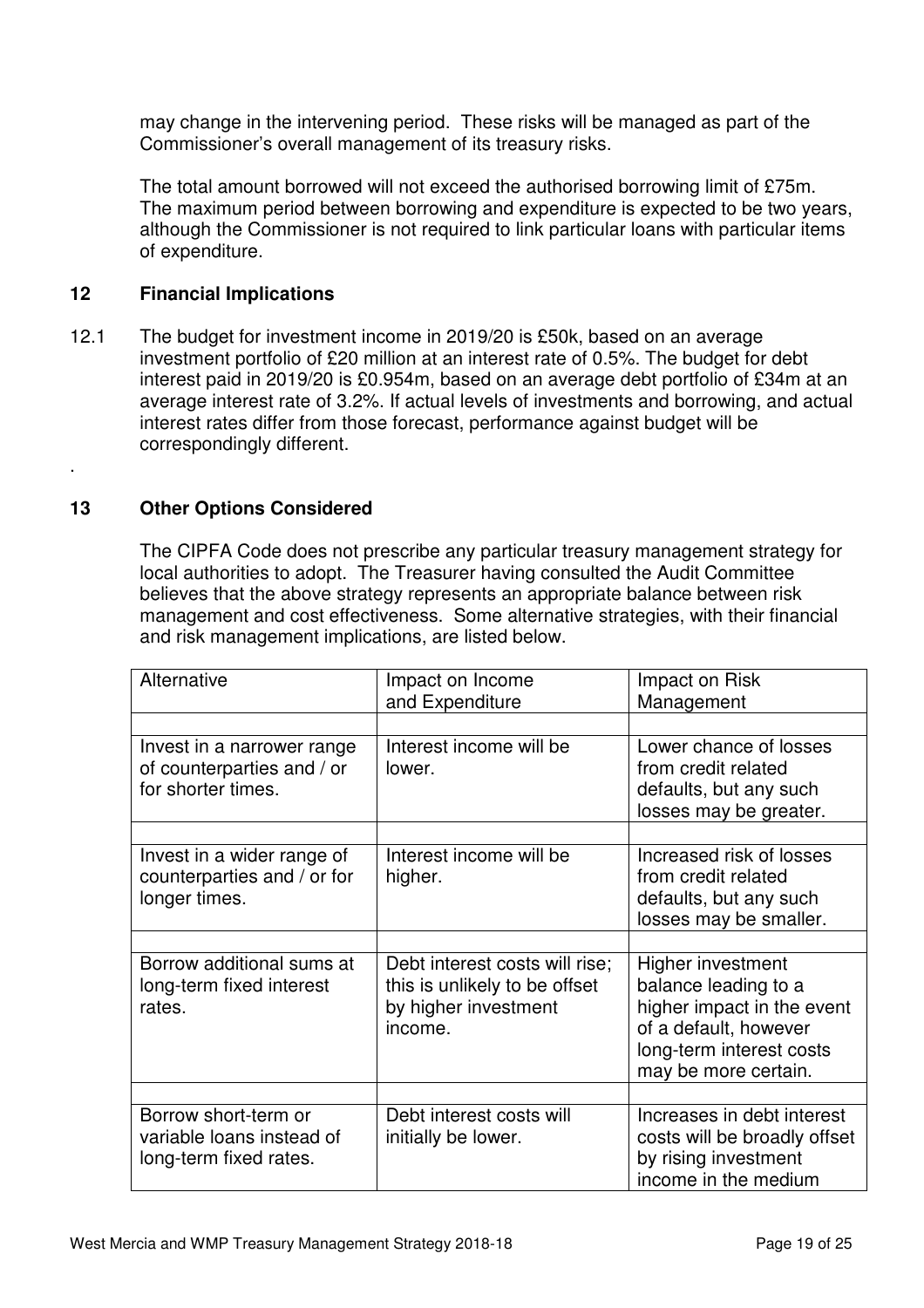may change in the intervening period. These risks will be managed as part of the Commissioner's overall management of its treasury risks.

The total amount borrowed will not exceed the authorised borrowing limit of £75m. The maximum period between borrowing and expenditure is expected to be two years, although the Commissioner is not required to link particular loans with particular items of expenditure.

## 12 Financial Implications

12.1 The budget for investment income in 2019/20 is £50k, based on an average investment portfolio of £20 million at an interest rate of 0.5%. The budget for debt interest paid in 2019/20 is £0.954m, based on an average debt portfolio of £34m at an average interest rate of 3.2%. If actual levels of investments and borrowing, and actual interest rates differ from those forecast, performance against budget will be correspondingly different.

.

## 13 Other Options Considered

The CIPFA Code does not prescribe any particular treasury management strategy for local authorities to adopt. The Treasurer having consulted the Audit Committee believes that the above strategy represents an appropriate balance between risk management and cost effectiveness. Some alternative strategies, with their financial and risk management implications, are listed below.

| Alternative | Impact on Income and Expenditure | Impact on Risk Management |
|---|---|---|
| Invest in a narrower range of counterparties and / or for shorter times. | Interest income will be lower. | Lower chance of losses from credit related defaults, but any such losses may be greater. |
| Invest in a wider range of counterparties and / or for longer times. | Interest income will be higher. | Increased risk of losses from credit related defaults, but any such losses may be smaller. |
| Borrow additional sums at long-term fixed interest rates. | Debt interest costs will rise; this is unlikely to be offset by higher investment income. | Higher investment balance leading to a higher impact in the event of a default, however long-term interest costs may be more certain. |
| Borrow short-term or variable loans instead of long-term fixed rates. | Debt interest costs will initially be lower. | Increases in debt interest costs will be broadly offset by rising investment income in the medium |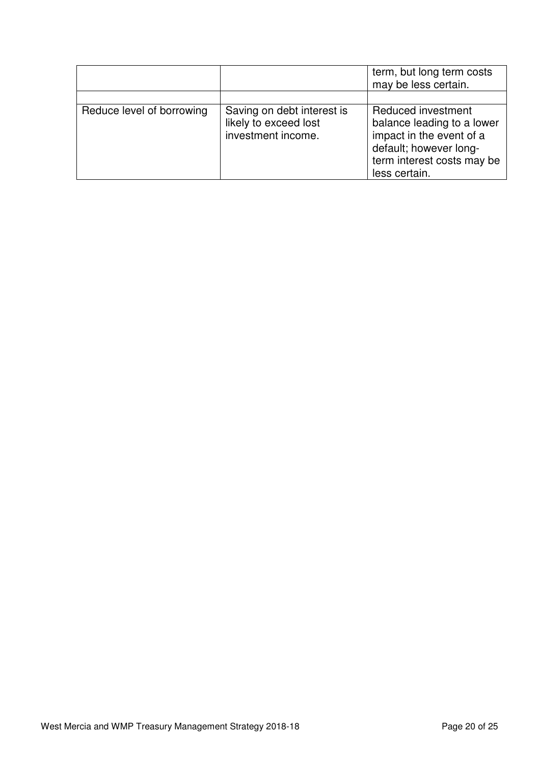| | | |
|---|---|---|
| | | term, but long term costs may be less certain. |
| | | |
| Reduce level of borrowing | Saving on debt interest is likely to exceed lost investment income. | Reduced investment balance leading to a lower impact in the event of a default; however long-term interest costs may be less certain. |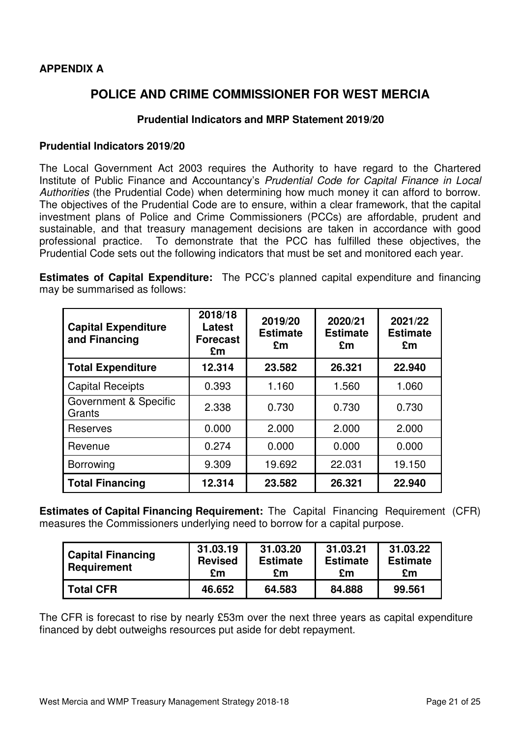**APPENDIX A**

# POLICE AND CRIME COMMISSIONER FOR WEST MERCIA

### Prudential Indicators and MRP Statement 2019/20

**Prudential Indicators 2019/20**

The Local Government Act 2003 requires the Authority to have regard to the Chartered Institute of Public Finance and Accountancy's *Prudential Code for Capital Finance in Local Authorities* (the Prudential Code) when determining how much money it can afford to borrow. The objectives of the Prudential Code are to ensure, within a clear framework, that the capital investment plans of Police and Crime Commissioners (PCCs) are affordable, prudent and sustainable, and that treasury management decisions are taken in accordance with good professional practice. To demonstrate that the PCC has fulfilled these objectives, the Prudential Code sets out the following indicators that must be set and monitored each year.

**Estimates of Capital Expenditure:** The PCC's planned capital expenditure and financing may be summarised as follows:

| Capital Expenditure and Financing | 2018/18 Latest Forecast £m | 2019/20 Estimate £m | 2020/21 Estimate £m | 2021/22 Estimate £m |
|---|---|---|---|---|
| **Total Expenditure** | **12.314** | **23.582** | **26.321** | **22.940** |
| Capital Receipts | 0.393 | 1.160 | 1.560 | 1.060 |
| Government & Specific Grants | 2.338 | 0.730 | 0.730 | 0.730 |
| Reserves | 0.000 | 2.000 | 2.000 | 2.000 |
| Revenue | 0.274 | 0.000 | 0.000 | 0.000 |
| Borrowing | 9.309 | 19.692 | 22.031 | 19.150 |
| **Total Financing** | **12.314** | **23.582** | **26.321** | **22.940** |

**Estimates of Capital Financing Requirement:** The Capital Financing Requirement (CFR) measures the Commissioners underlying need to borrow for a capital purpose.

| Capital Financing Requirement | 31.03.19 Revised £m | 31.03.20 Estimate £m | 31.03.21 Estimate £m | 31.03.22 Estimate £m |
|---|---|---|---|---|
| **Total CFR** | **46.652** | **64.583** | **84.888** | **99.561** |

The CFR is forecast to rise by nearly £53m over the next three years as capital expenditure financed by debt outweighs resources put aside for debt repayment.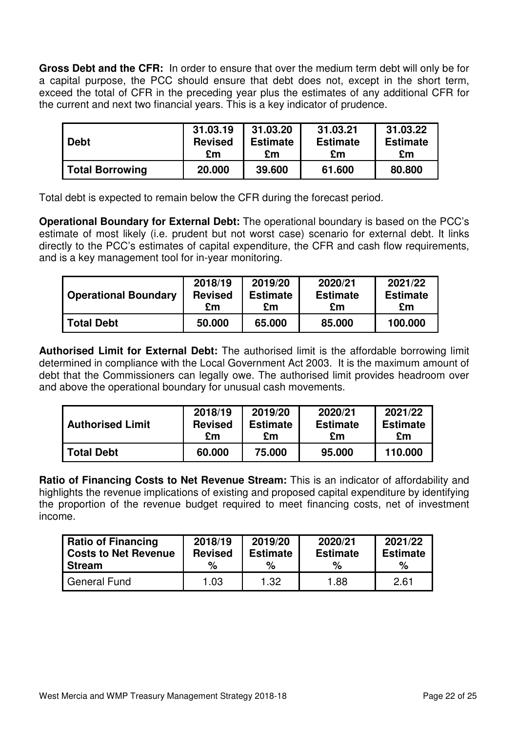**Gross Debt and the CFR:** In order to ensure that over the medium term debt will only be for a capital purpose, the PCC should ensure that debt does not, except in the short term, exceed the total of CFR in the preceding year plus the estimates of any additional CFR for the current and next two financial years. This is a key indicator of prudence.

| Debt | 31.03.19 Revised £m | 31.03.20 Estimate £m | 31.03.21 Estimate £m | 31.03.22 Estimate £m |
|---|---|---|---|---|
| **Total Borrowing** | 20.000 | 39.600 | 61.600 | 80.800 |

Total debt is expected to remain below the CFR during the forecast period.

**Operational Boundary for External Debt:** The operational boundary is based on the PCC's estimate of most likely (i.e. prudent but not worst case) scenario for external debt. It links directly to the PCC's estimates of capital expenditure, the CFR and cash flow requirements, and is a key management tool for in-year monitoring.

| Operational Boundary | 2018/19 Revised £m | 2019/20 Estimate £m | 2020/21 Estimate £m | 2021/22 Estimate £m |
|---|---|---|---|---|
| **Total Debt** | 50.000 | 65.000 | 85.000 | 100.000 |

**Authorised Limit for External Debt:** The authorised limit is the affordable borrowing limit determined in compliance with the Local Government Act 2003. It is the maximum amount of debt that the Commissioners can legally owe. The authorised limit provides headroom over and above the operational boundary for unusual cash movements.

| Authorised Limit | 2018/19 Revised £m | 2019/20 Estimate £m | 2020/21 Estimate £m | 2021/22 Estimate £m |
|---|---|---|---|---|
| **Total Debt** | 60.000 | 75.000 | 95.000 | 110.000 |

**Ratio of Financing Costs to Net Revenue Stream:** This is an indicator of affordability and highlights the revenue implications of existing and proposed capital expenditure by identifying the proportion of the revenue budget required to meet financing costs, net of investment income.

| Ratio of Financing Costs to Net Revenue Stream | 2018/19 Revised % | 2019/20 Estimate % | 2020/21 Estimate % | 2021/22 Estimate % |
|---|---|---|---|---|
| General Fund | 1.03 | 1.32 | 1.88 | 2.61 |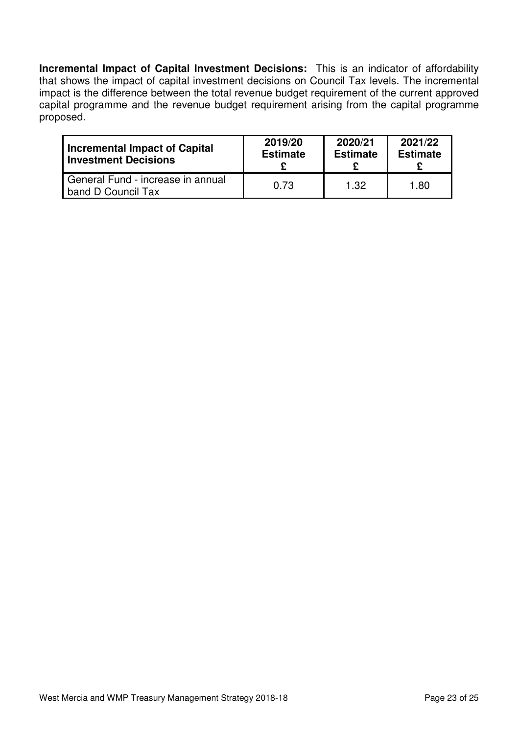**Incremental Impact of Capital Investment Decisions:** This is an indicator of affordability that shows the impact of capital investment decisions on Council Tax levels. The incremental impact is the difference between the total revenue budget requirement of the current approved capital programme and the revenue budget requirement arising from the capital programme proposed.

| Incremental Impact of Capital Investment Decisions | 2019/20 Estimate £ | 2020/21 Estimate £ | 2021/22 Estimate £ |
|---|---|---|---|
| General Fund - increase in annual band D Council Tax | 0.73 | 1.32 | 1.80 |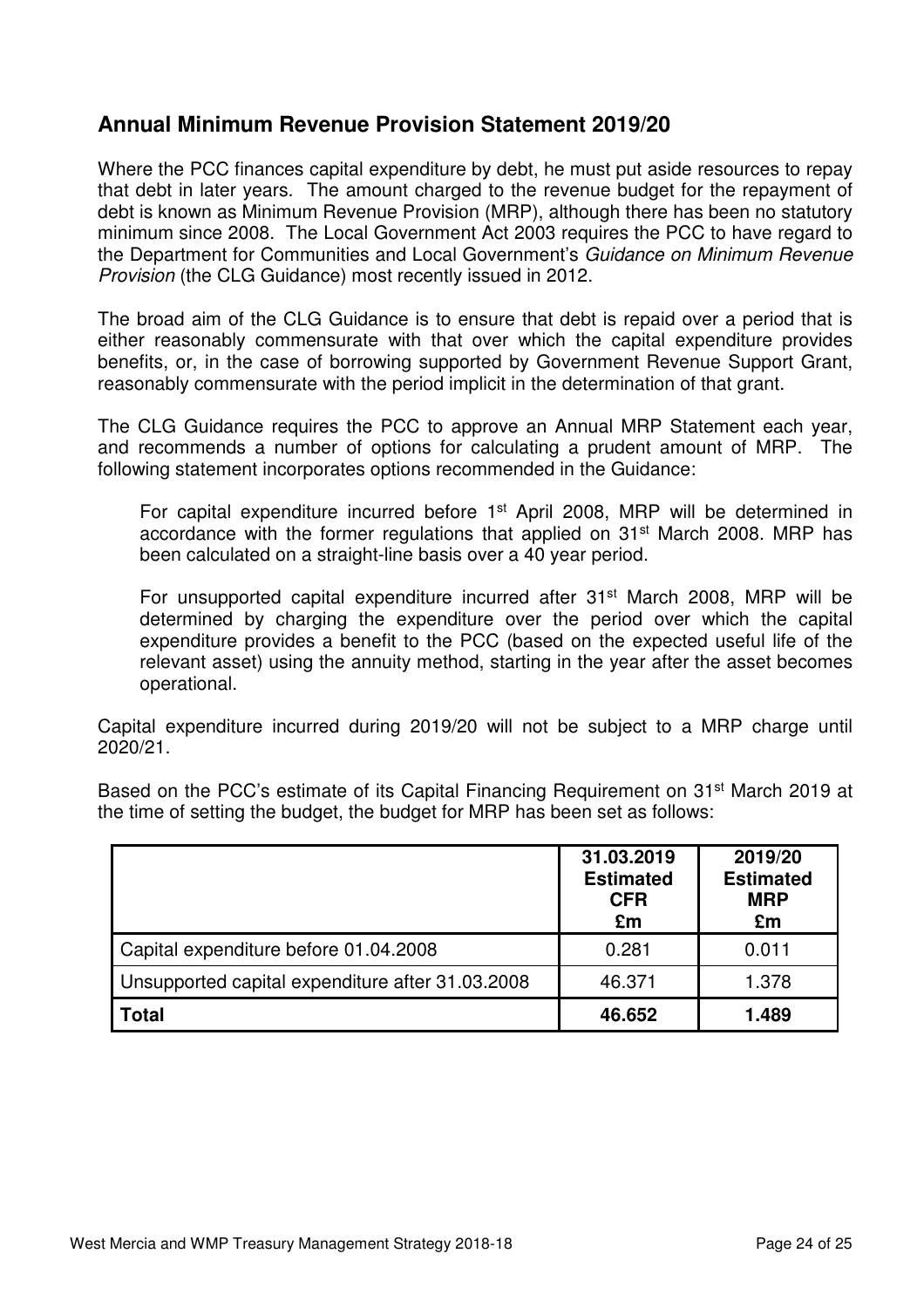## Annual Minimum Revenue Provision Statement 2019/20

Where the PCC finances capital expenditure by debt, he must put aside resources to repay that debt in later years. The amount charged to the revenue budget for the repayment of debt is known as Minimum Revenue Provision (MRP), although there has been no statutory minimum since 2008. The Local Government Act 2003 requires the PCC to have regard to the Department for Communities and Local Government's *Guidance on Minimum Revenue Provision* (the CLG Guidance) most recently issued in 2012.

The broad aim of the CLG Guidance is to ensure that debt is repaid over a period that is either reasonably commensurate with that over which the capital expenditure provides benefits, or, in the case of borrowing supported by Government Revenue Support Grant, reasonably commensurate with the period implicit in the determination of that grant.

The CLG Guidance requires the PCC to approve an Annual MRP Statement each year, and recommends a number of options for calculating a prudent amount of MRP. The following statement incorporates options recommended in the Guidance:

> For capital expenditure incurred before 1st April 2008, MRP will be determined in accordance with the former regulations that applied on 31st March 2008. MRP has been calculated on a straight-line basis over a 40 year period.
>
> For unsupported capital expenditure incurred after 31st March 2008, MRP will be determined by charging the expenditure over the period over which the capital expenditure provides a benefit to the PCC (based on the expected useful life of the relevant asset) using the annuity method, starting in the year after the asset becomes operational.

Capital expenditure incurred during 2019/20 will not be subject to a MRP charge until 2020/21.

Based on the PCC's estimate of its Capital Financing Requirement on 31st March 2019 at the time of setting the budget, the budget for MRP has been set as follows:

| | 31.03.2019 Estimated CFR £m | 2019/20 Estimated MRP £m |
|---|---|---|
| Capital expenditure before 01.04.2008 | 0.281 | 0.011 |
| Unsupported capital expenditure after 31.03.2008 | 46.371 | 1.378 |
| **Total** | **46.652** | **1.489** |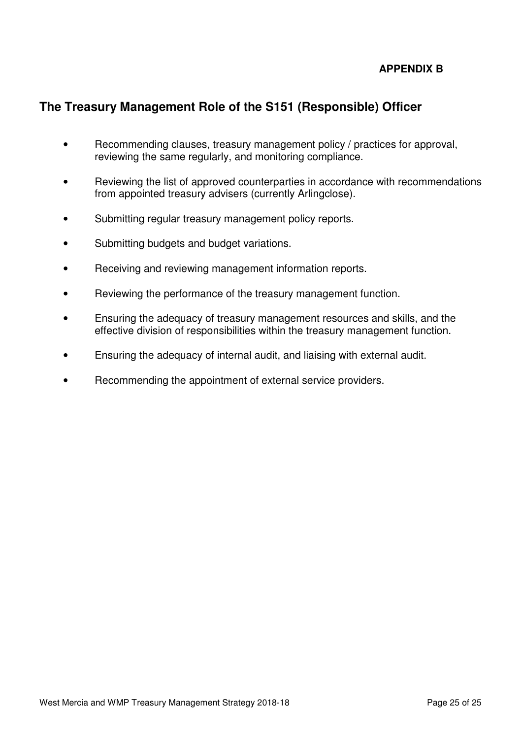**APPENDIX B**

## The Treasury Management Role of the S151 (Responsible) Officer

- Recommending clauses, treasury management policy / practices for approval, reviewing the same regularly, and monitoring compliance.
- Reviewing the list of approved counterparties in accordance with recommendations from appointed treasury advisers (currently Arlingclose).
- Submitting regular treasury management policy reports.
- Submitting budgets and budget variations.
- Receiving and reviewing management information reports.
- Reviewing the performance of the treasury management function.
- Ensuring the adequacy of treasury management resources and skills, and the effective division of responsibilities within the treasury management function.
- Ensuring the adequacy of internal audit, and liaising with external audit.
- Recommending the appointment of external service providers.